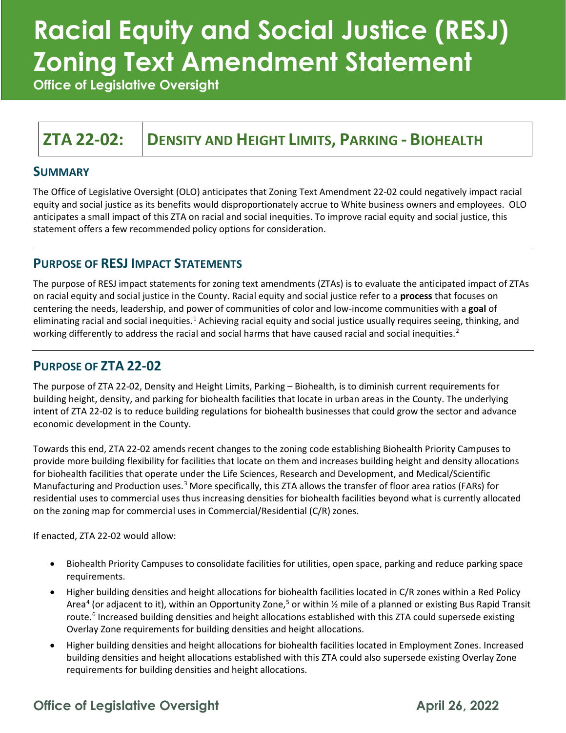# Racial Equity and Social Justice (RESJ) Zoning Text Amendment Statement

**Office of Legislative Oversight**

## ZTA 22-02: DENSITY AND HEIGHT LIMITS, PARKING - BIOHEALTH

### SUMMARY

The Office of Legislative Oversight (OLO) anticipates that Zoning Text Amendment 22-02 could negatively impact racial equity and social justice as its benefits would disproportionately accrue to White business owners and employees. OLO anticipates a small impact of this ZTA on racial and social inequities. To improve racial equity and social justice, this statement offers a few recommended policy options for consideration.

### PURPOSE OF RESJ IMPACT STATEMENTS

The purpose of RESJ impact statements for zoning text amendments (ZTAs) is to evaluate the anticipated impact of ZTAs on racial equity and social justice in the County. Racial equity and social justice refer to a **process** that focuses on centering the needs, leadership, and power of communities of color and low-income communities with a **goal** of eliminating racial and social inequities.[1] Achieving racial equity and social justice usually requires seeing, thinking, and working differently to address the racial and social harms that have caused racial and social inequities.[2]

### PURPOSE OF ZTA 22-02

The purpose of ZTA 22-02, Density and Height Limits, Parking – Biohealth, is to diminish current requirements for building height, density, and parking for biohealth facilities that locate in urban areas in the County. The underlying intent of ZTA 22-02 is to reduce building regulations for biohealth businesses that could grow the sector and advance economic development in the County.

Towards this end, ZTA 22-02 amends recent changes to the zoning code establishing Biohealth Priority Campuses to provide more building flexibility for facilities that locate on them and increases building height and density allocations for biohealth facilities that operate under the Life Sciences, Research and Development, and Medical/Scientific Manufacturing and Production uses.[3] More specifically, this ZTA allows the transfer of floor area ratios (FARs) for residential uses to commercial uses thus increasing densities for biohealth facilities beyond what is currently allocated on the zoning map for commercial uses in Commercial/Residential (C/R) zones.

If enacted, ZTA 22-02 would allow:

- Biohealth Priority Campuses to consolidate facilities for utilities, open space, parking and reduce parking space requirements.
- Higher building densities and height allocations for biohealth facilities located in C/R zones within a Red Policy Area[4] (or adjacent to it), within an Opportunity Zone,[5] or within ½ mile of a planned or existing Bus Rapid Transit route.[6] Increased building densities and height allocations established with this ZTA could supersede existing Overlay Zone requirements for building densities and height allocations.
- Higher building densities and height allocations for biohealth facilities located in Employment Zones. Increased building densities and height allocations established with this ZTA could also supersede existing Overlay Zone requirements for building densities and height allocations.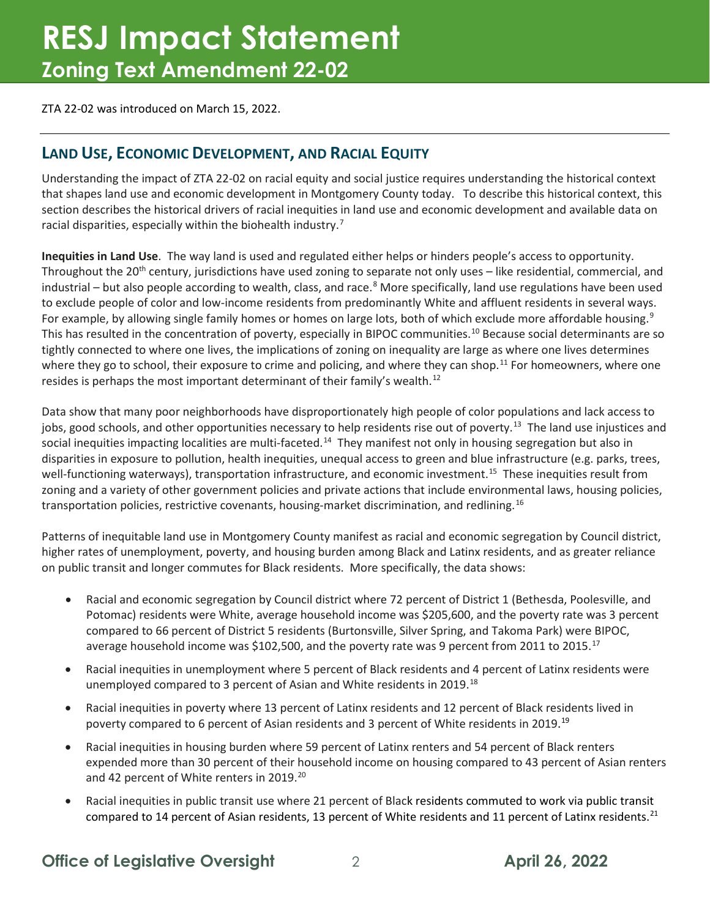# RESJ Impact Statement
## Zoning Text Amendment 22-02

ZTA 22-02 was introduced on March 15, 2022.

---

## LAND USE, ECONOMIC DEVELOPMENT, AND RACIAL EQUITY

Understanding the impact of ZTA 22-02 on racial equity and social justice requires understanding the historical context that shapes land use and economic development in Montgomery County today. To describe this historical context, this section describes the historical drivers of racial inequities in land use and economic development and available data on racial disparities, especially within the biohealth industry.[7]

**Inequities in Land Use**. The way land is used and regulated either helps or hinders people's access to opportunity. Throughout the 20th century, jurisdictions have used zoning to separate not only uses – like residential, commercial, and industrial – but also people according to wealth, class, and race.[8] More specifically, land use regulations have been used to exclude people of color and low-income residents from predominantly White and affluent residents in several ways. For example, by allowing single family homes or homes on large lots, both of which exclude more affordable housing.[9] This has resulted in the concentration of poverty, especially in BIPOC communities.[10] Because social determinants are so tightly connected to where one lives, the implications of zoning on inequality are large as where one lives determines where they go to school, their exposure to crime and policing, and where they can shop.[11] For homeowners, where one resides is perhaps the most important determinant of their family's wealth.[12]

Data show that many poor neighborhoods have disproportionately high people of color populations and lack access to jobs, good schools, and other opportunities necessary to help residents rise out of poverty.[13] The land use injustices and social inequities impacting localities are multi-faceted.[14] They manifest not only in housing segregation but also in disparities in exposure to pollution, health inequities, unequal access to green and blue infrastructure (e.g. parks, trees, well-functioning waterways), transportation infrastructure, and economic investment.[15] These inequities result from zoning and a variety of other government policies and private actions that include environmental laws, housing policies, transportation policies, restrictive covenants, housing-market discrimination, and redlining.[16]

Patterns of inequitable land use in Montgomery County manifest as racial and economic segregation by Council district, higher rates of unemployment, poverty, and housing burden among Black and Latinx residents, and as greater reliance on public transit and longer commutes for Black residents. More specifically, the data shows:

- Racial and economic segregation by Council district where 72 percent of District 1 (Bethesda, Poolesville, and Potomac) residents were White, average household income was $205,600, and the poverty rate was 3 percent compared to 66 percent of District 5 residents (Burtonsville, Silver Spring, and Takoma Park) were BIPOC, average household income was $102,500, and the poverty rate was 9 percent from 2011 to 2015.[17]
- Racial inequities in unemployment where 5 percent of Black residents and 4 percent of Latinx residents were unemployed compared to 3 percent of Asian and White residents in 2019.[18]
- Racial inequities in poverty where 13 percent of Latinx residents and 12 percent of Black residents lived in poverty compared to 6 percent of Asian residents and 3 percent of White residents in 2019.[19]
- Racial inequities in housing burden where 59 percent of Latinx renters and 54 percent of Black renters expended more than 30 percent of their household income on housing compared to 43 percent of Asian renters and 42 percent of White renters in 2019.[20]
- Racial inequities in public transit use where 21 percent of Black residents commuted to work via public transit compared to 14 percent of Asian residents, 13 percent of White residents and 11 percent of Latinx residents.[21]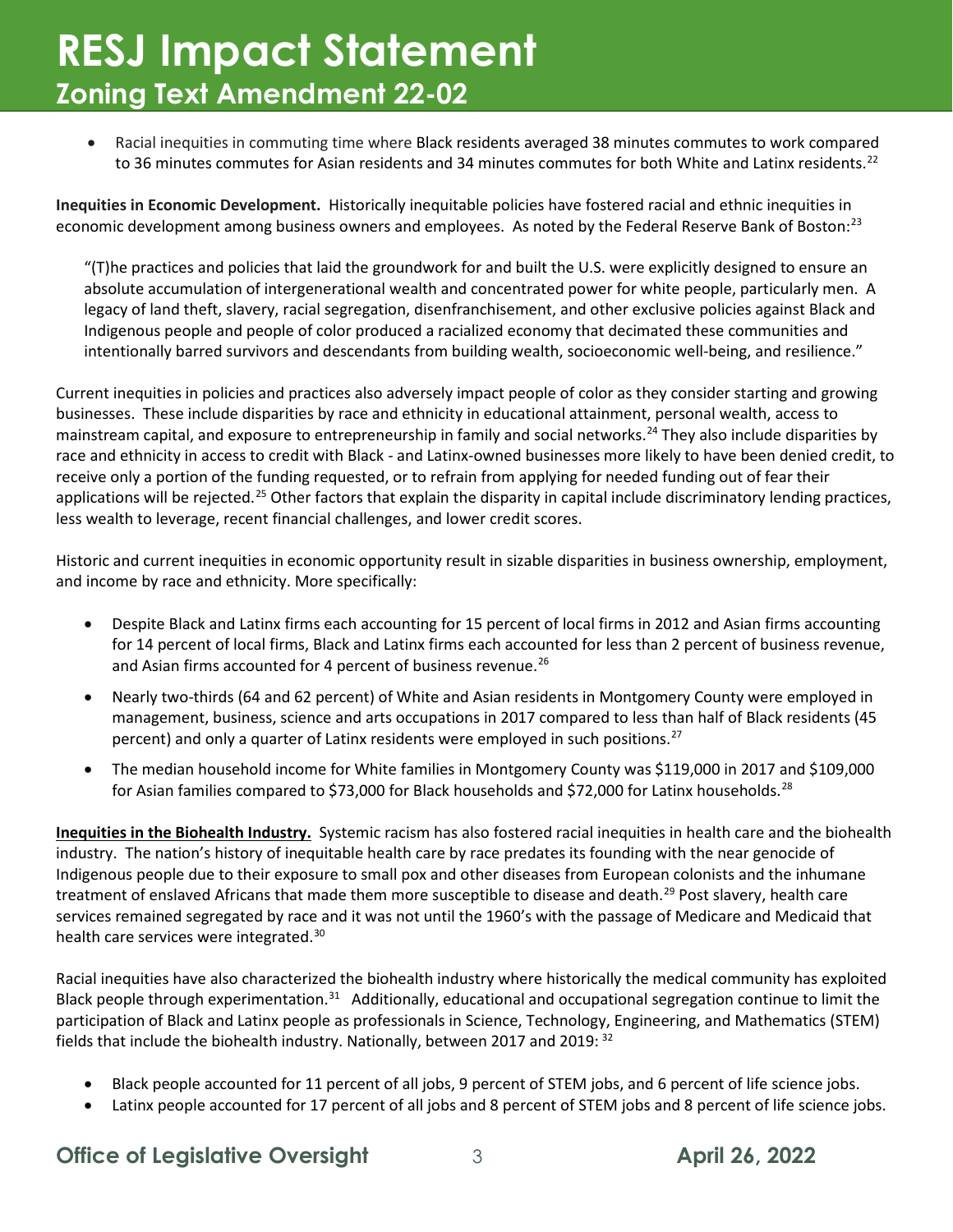- Racial inequities in commuting time where Black residents averaged 38 minutes commutes to work compared to 36 minutes commutes for Asian residents and 34 minutes commutes for both White and Latinx residents.[22]

**Inequities in Economic Development.** Historically inequitable policies have fostered racial and ethnic inequities in economic development among business owners and employees. As noted by the Federal Reserve Bank of Boston:[23]

> "(T)he practices and policies that laid the groundwork for and built the U.S. were explicitly designed to ensure an absolute accumulation of intergenerational wealth and concentrated power for white people, particularly men. A legacy of land theft, slavery, racial segregation, disenfranchisement, and other exclusive policies against Black and Indigenous people and people of color produced a racialized economy that decimated these communities and intentionally barred survivors and descendants from building wealth, socioeconomic well-being, and resilience."

Current inequities in policies and practices also adversely impact people of color as they consider starting and growing businesses. These include disparities by race and ethnicity in educational attainment, personal wealth, access to mainstream capital, and exposure to entrepreneurship in family and social networks.[24] They also include disparities by race and ethnicity in access to credit with Black - and Latinx-owned businesses more likely to have been denied credit, to receive only a portion of the funding requested, or to refrain from applying for needed funding out of fear their applications will be rejected.[25] Other factors that explain the disparity in capital include discriminatory lending practices, less wealth to leverage, recent financial challenges, and lower credit scores.

Historic and current inequities in economic opportunity result in sizable disparities in business ownership, employment, and income by race and ethnicity. More specifically:

- Despite Black and Latinx firms each accounting for 15 percent of local firms in 2012 and Asian firms accounting for 14 percent of local firms, Black and Latinx firms each accounted for less than 2 percent of business revenue, and Asian firms accounted for 4 percent of business revenue.[26]
- Nearly two-thirds (64 and 62 percent) of White and Asian residents in Montgomery County were employed in management, business, science and arts occupations in 2017 compared to less than half of Black residents (45 percent) and only a quarter of Latinx residents were employed in such positions.[27]
- The median household income for White families in Montgomery County was $119,000 in 2017 and $109,000 for Asian families compared to $73,000 for Black households and $72,000 for Latinx households.[28]

**Inequities in the Biohealth Industry.** Systemic racism has also fostered racial inequities in health care and the biohealth industry. The nation's history of inequitable health care by race predates its founding with the near genocide of Indigenous people due to their exposure to small pox and other diseases from European colonists and the inhumane treatment of enslaved Africans that made them more susceptible to disease and death.[29] Post slavery, health care services remained segregated by race and it was not until the 1960's with the passage of Medicare and Medicaid that health care services were integrated.[30]

Racial inequities have also characterized the biohealth industry where historically the medical community has exploited Black people through experimentation.[31] Additionally, educational and occupational segregation continue to limit the participation of Black and Latinx people as professionals in Science, Technology, Engineering, and Mathematics (STEM) fields that include the biohealth industry. Nationally, between 2017 and 2019: [32]

- Black people accounted for 11 percent of all jobs, 9 percent of STEM jobs, and 6 percent of life science jobs.
- Latinx people accounted for 17 percent of all jobs and 8 percent of STEM jobs and 8 percent of life science jobs.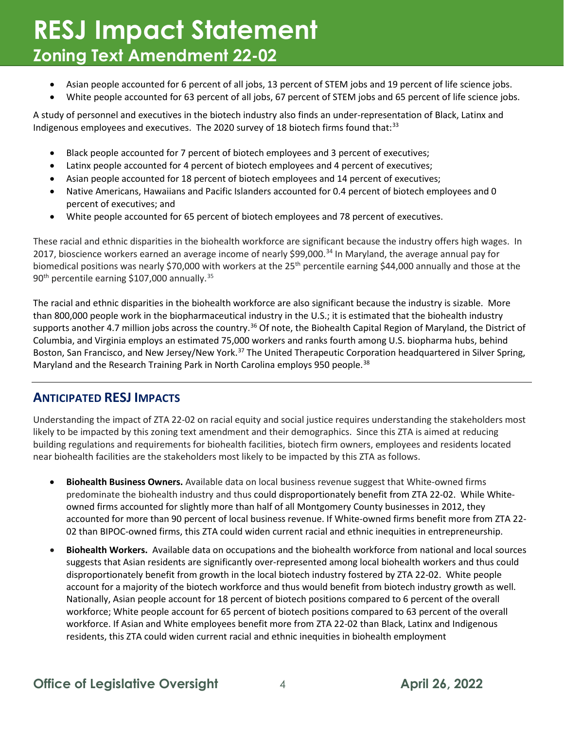- Asian people accounted for 6 percent of all jobs, 13 percent of STEM jobs and 19 percent of life science jobs.
- White people accounted for 63 percent of all jobs, 67 percent of STEM jobs and 65 percent of life science jobs.

A study of personnel and executives in the biotech industry also finds an under-representation of Black, Latinx and Indigenous employees and executives. The 2020 survey of 18 biotech firms found that:[33]

- Black people accounted for 7 percent of biotech employees and 3 percent of executives;
- Latinx people accounted for 4 percent of biotech employees and 4 percent of executives;
- Asian people accounted for 18 percent of biotech employees and 14 percent of executives;
- Native Americans, Hawaiians and Pacific Islanders accounted for 0.4 percent of biotech employees and 0 percent of executives; and
- White people accounted for 65 percent of biotech employees and 78 percent of executives.

These racial and ethnic disparities in the biohealth workforce are significant because the industry offers high wages. In 2017, bioscience workers earned an average income of nearly $99,000.[34] In Maryland, the average annual pay for biomedical positions was nearly $70,000 with workers at the 25th percentile earning $44,000 annually and those at the 90th percentile earning $107,000 annually.[35]

The racial and ethnic disparities in the biohealth workforce are also significant because the industry is sizable. More than 800,000 people work in the biopharmaceutical industry in the U.S.; it is estimated that the biohealth industry supports another 4.7 million jobs across the country.[36] Of note, the Biohealth Capital Region of Maryland, the District of Columbia, and Virginia employs an estimated 75,000 workers and ranks fourth among U.S. biopharma hubs, behind Boston, San Francisco, and New Jersey/New York.[37] The United Therapeutic Corporation headquartered in Silver Spring, Maryland and the Research Training Park in North Carolina employs 950 people.[38]

## ANTICIPATED RESJ IMPACTS

Understanding the impact of ZTA 22-02 on racial equity and social justice requires understanding the stakeholders most likely to be impacted by this zoning text amendment and their demographics. Since this ZTA is aimed at reducing building regulations and requirements for biohealth facilities, biotech firm owners, employees and residents located near biohealth facilities are the stakeholders most likely to be impacted by this ZTA as follows.

- **Biohealth Business Owners.** Available data on local business revenue suggest that White-owned firms predominate the biohealth industry and thus could disproportionately benefit from ZTA 22-02. While White-owned firms accounted for slightly more than half of all Montgomery County businesses in 2012, they accounted for more than 90 percent of local business revenue. If White-owned firms benefit more from ZTA 22-02 than BIPOC-owned firms, this ZTA could widen current racial and ethnic inequities in entrepreneurship.
- **Biohealth Workers.** Available data on occupations and the biohealth workforce from national and local sources suggests that Asian residents are significantly over-represented among local biohealth workers and thus could disproportionately benefit from growth in the local biotech industry fostered by ZTA 22-02. White people account for a majority of the biotech workforce and thus would benefit from biotech industry growth as well. Nationally, Asian people account for 18 percent of biotech positions compared to 6 percent of the overall workforce; White people account for 65 percent of biotech positions compared to 63 percent of the overall workforce. If Asian and White employees benefit more from ZTA 22-02 than Black, Latinx and Indigenous residents, this ZTA could widen current racial and ethnic inequities in biohealth employment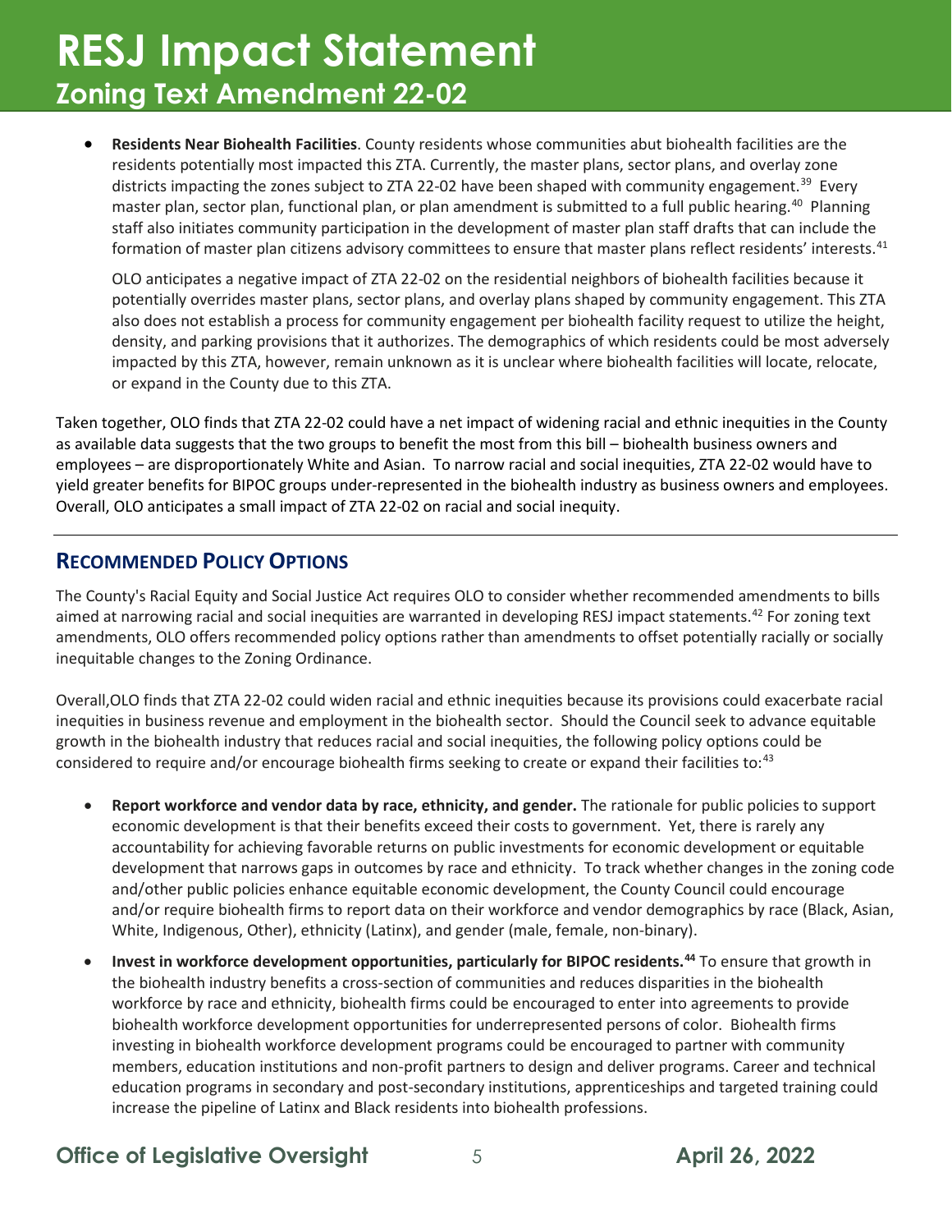- **Residents Near Biohealth Facilities**. County residents whose communities abut biohealth facilities are the residents potentially most impacted this ZTA. Currently, the master plans, sector plans, and overlay zone districts impacting the zones subject to ZTA 22-02 have been shaped with community engagement.[39] Every master plan, sector plan, functional plan, or plan amendment is submitted to a full public hearing.[40] Planning staff also initiates community participation in the development of master plan staff drafts that can include the formation of master plan citizens advisory committees to ensure that master plans reflect residents' interests.[41]

  OLO anticipates a negative impact of ZTA 22-02 on the residential neighbors of biohealth facilities because it potentially overrides master plans, sector plans, and overlay plans shaped by community engagement. This ZTA also does not establish a process for community engagement per biohealth facility request to utilize the height, density, and parking provisions that it authorizes. The demographics of which residents could be most adversely impacted by this ZTA, however, remain unknown as it is unclear where biohealth facilities will locate, relocate, or expand in the County due to this ZTA.

Taken together, OLO finds that ZTA 22-02 could have a net impact of widening racial and ethnic inequities in the County as available data suggests that the two groups to benefit the most from this bill – biohealth business owners and employees – are disproportionately White and Asian. To narrow racial and social inequities, ZTA 22-02 would have to yield greater benefits for BIPOC groups under-represented in the biohealth industry as business owners and employees. Overall, OLO anticipates a small impact of ZTA 22-02 on racial and social inequity.

## Recommended Policy Options

The County's Racial Equity and Social Justice Act requires OLO to consider whether recommended amendments to bills aimed at narrowing racial and social inequities are warranted in developing RESJ impact statements.[42] For zoning text amendments, OLO offers recommended policy options rather than amendments to offset potentially racially or socially inequitable changes to the Zoning Ordinance.

Overall,OLO finds that ZTA 22-02 could widen racial and ethnic inequities because its provisions could exacerbate racial inequities in business revenue and employment in the biohealth sector. Should the Council seek to advance equitable growth in the biohealth industry that reduces racial and social inequities, the following policy options could be considered to require and/or encourage biohealth firms seeking to create or expand their facilities to:[43]

- **Report workforce and vendor data by race, ethnicity, and gender.** The rationale for public policies to support economic development is that their benefits exceed their costs to government. Yet, there is rarely any accountability for achieving favorable returns on public investments for economic development or equitable development that narrows gaps in outcomes by race and ethnicity. To track whether changes in the zoning code and/other public policies enhance equitable economic development, the County Council could encourage and/or require biohealth firms to report data on their workforce and vendor demographics by race (Black, Asian, White, Indigenous, Other), ethnicity (Latinx), and gender (male, female, non-binary).

- **Invest in workforce development opportunities, particularly for BIPOC residents.[44]** To ensure that growth in the biohealth industry benefits a cross-section of communities and reduces disparities in the biohealth workforce by race and ethnicity, biohealth firms could be encouraged to enter into agreements to provide biohealth workforce development opportunities for underrepresented persons of color. Biohealth firms investing in biohealth workforce development programs could be encouraged to partner with community members, education institutions and non-profit partners to design and deliver programs. Career and technical education programs in secondary and post-secondary institutions, apprenticeships and targeted training could increase the pipeline of Latinx and Black residents into biohealth professions.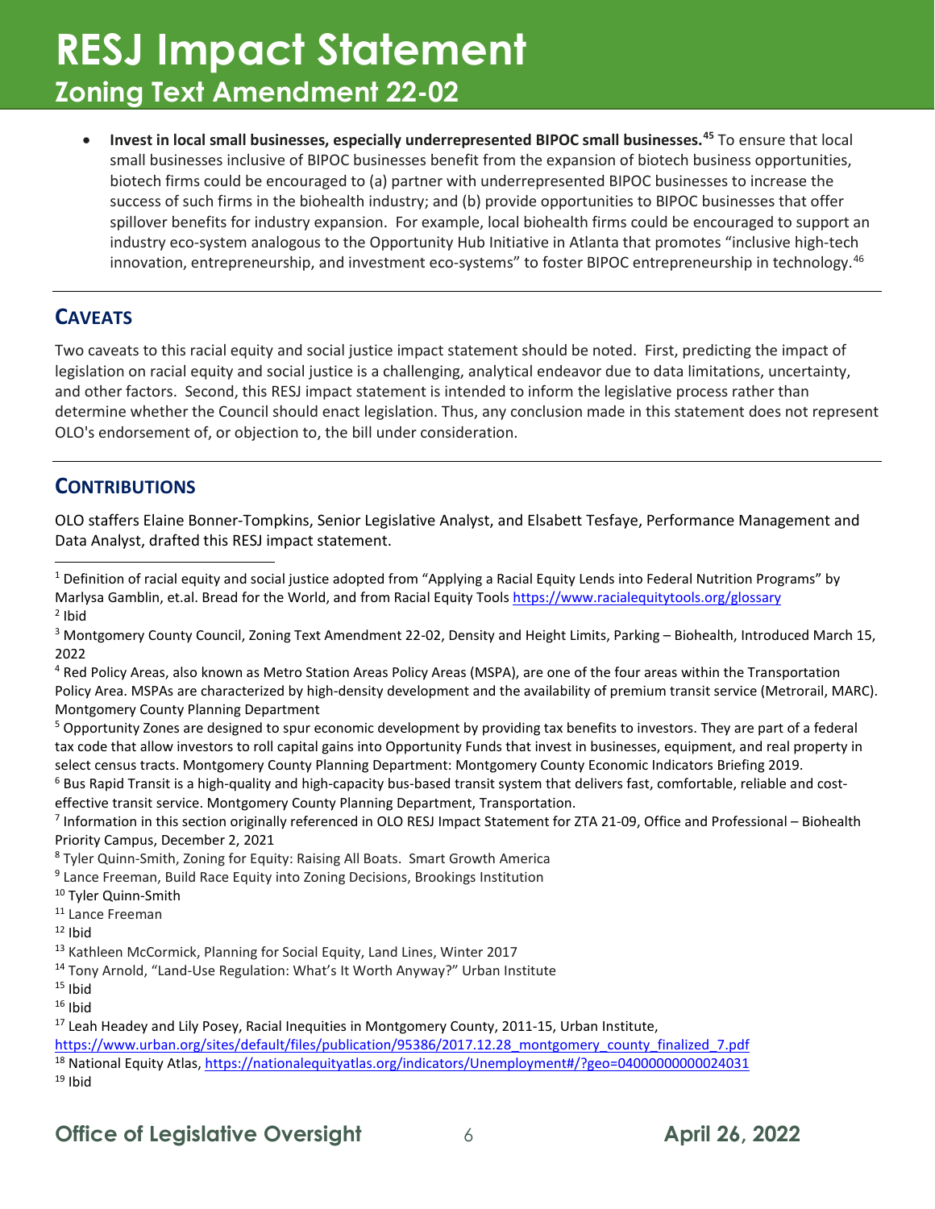- **Invest in local small businesses, especially underrepresented BIPOC small businesses.**[45] To ensure that local small businesses inclusive of BIPOC businesses benefit from the expansion of biotech business opportunities, biotech firms could be encouraged to (a) partner with underrepresented BIPOC businesses to increase the success of such firms in the biohealth industry; and (b) provide opportunities to BIPOC businesses that offer spillover benefits for industry expansion. For example, local biohealth firms could be encouraged to support an industry eco-system analogous to the Opportunity Hub Initiative in Atlanta that promotes "inclusive high-tech innovation, entrepreneurship, and investment eco-systems" to foster BIPOC entrepreneurship in technology.[46]

## CAVEATS

Two caveats to this racial equity and social justice impact statement should be noted. First, predicting the impact of legislation on racial equity and social justice is a challenging, analytical endeavor due to data limitations, uncertainty, and other factors. Second, this RESJ impact statement is intended to inform the legislative process rather than determine whether the Council should enact legislation. Thus, any conclusion made in this statement does not represent OLO's endorsement of, or objection to, the bill under consideration.

## CONTRIBUTIONS

OLO staffers Elaine Bonner-Tompkins, Senior Legislative Analyst, and Elsabett Tesfaye, Performance Management and Data Analyst, drafted this RESJ impact statement.

---

[1] Definition of racial equity and social justice adopted from "Applying a Racial Equity Lends into Federal Nutrition Programs" by Marlysa Gamblin, et.al. Bread for the World, and from Racial Equity Tools https://www.racialequitytools.org/glossary

[2] Ibid

[3] Montgomery County Council, Zoning Text Amendment 22-02, Density and Height Limits, Parking – Biohealth, Introduced March 15, 2022

[4] Red Policy Areas, also known as Metro Station Areas Policy Areas (MSPA), are one of the four areas within the Transportation Policy Area. MSPAs are characterized by high-density development and the availability of premium transit service (Metrorail, MARC). Montgomery County Planning Department

[5] Opportunity Zones are designed to spur economic development by providing tax benefits to investors. They are part of a federal tax code that allow investors to roll capital gains into Opportunity Funds that invest in businesses, equipment, and real property in select census tracts. Montgomery County Planning Department: Montgomery County Economic Indicators Briefing 2019.

[6] Bus Rapid Transit is a high-quality and high-capacity bus-based transit system that delivers fast, comfortable, reliable and cost-effective transit service. Montgomery County Planning Department, Transportation.

[7] Information in this section originally referenced in OLO RESJ Impact Statement for ZTA 21-09, Office and Professional – Biohealth Priority Campus, December 2, 2021

[8] Tyler Quinn-Smith, Zoning for Equity: Raising All Boats. Smart Growth America

[9] Lance Freeman, Build Race Equity into Zoning Decisions, Brookings Institution

[10] Tyler Quinn-Smith

[11] Lance Freeman

[12] Ibid

[13] Kathleen McCormick, Planning for Social Equity, Land Lines, Winter 2017

[14] Tony Arnold, "Land-Use Regulation: What's It Worth Anyway?" Urban Institute

[15] Ibid

[16] Ibid

[17] Leah Headey and Lily Posey, Racial Inequities in Montgomery County, 2011-15, Urban Institute, https://www.urban.org/sites/default/files/publication/95386/2017.12.28_montgomery_county_finalized_7.pdf

[18] National Equity Atlas, https://nationalequityatlas.org/indicators/Unemployment#/?geo=04000000000024031

[19] Ibid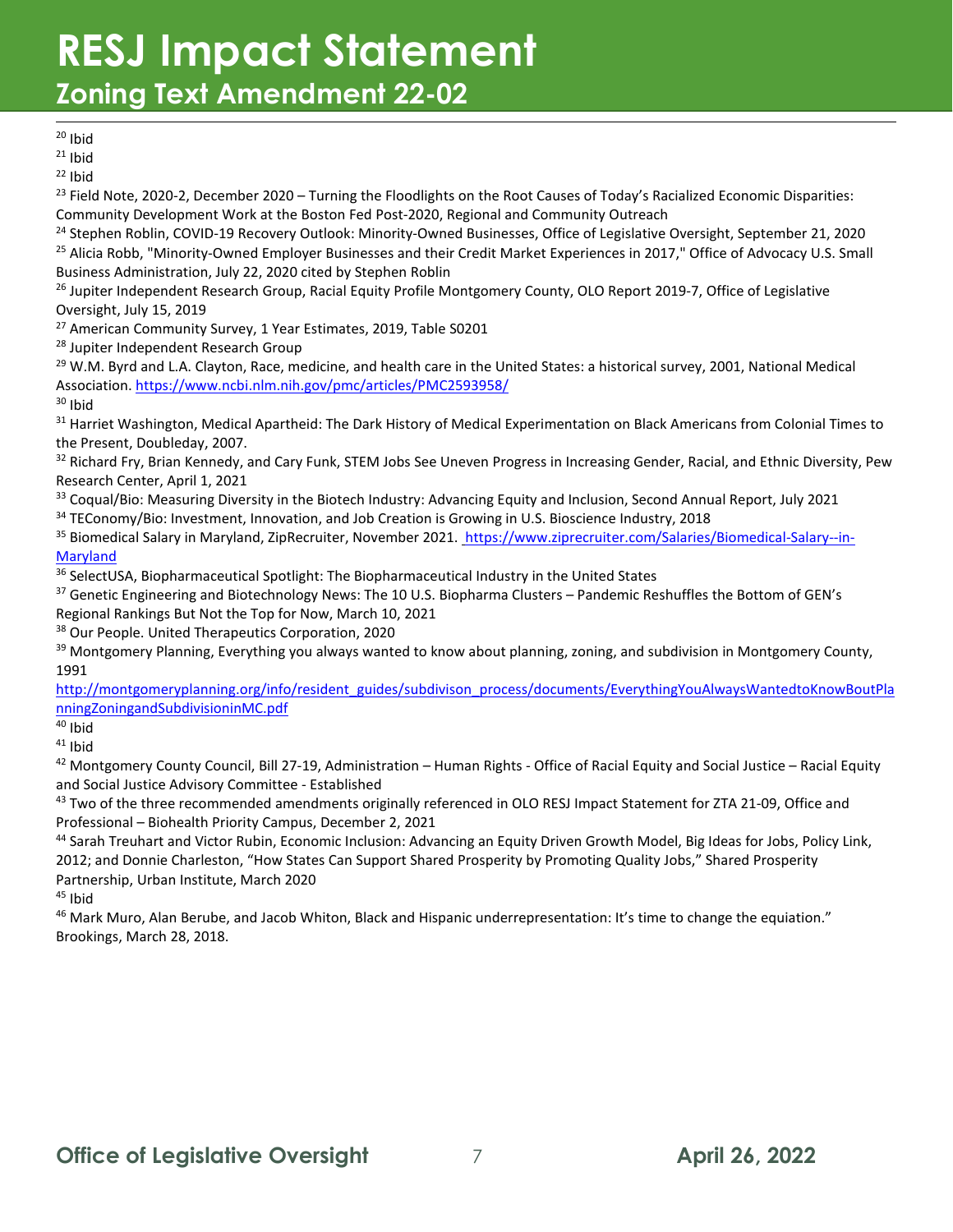[20] Ibid

[21] Ibid

[22] Ibid

[23] Field Note, 2020-2, December 2020 – Turning the Floodlights on the Root Causes of Today's Racialized Economic Disparities: Community Development Work at the Boston Fed Post-2020, Regional and Community Outreach

[24] Stephen Roblin, COVID-19 Recovery Outlook: Minority-Owned Businesses, Office of Legislative Oversight, September 21, 2020

[25] Alicia Robb, "Minority-Owned Employer Businesses and their Credit Market Experiences in 2017," Office of Advocacy U.S. Small Business Administration, July 22, 2020 cited by Stephen Roblin

[26] Jupiter Independent Research Group, Racial Equity Profile Montgomery County, OLO Report 2019-7, Office of Legislative Oversight, July 15, 2019

[27] American Community Survey, 1 Year Estimates, 2019, Table S0201

[28] Jupiter Independent Research Group

[29] W.M. Byrd and L.A. Clayton, Race, medicine, and health care in the United States: a historical survey, 2001, National Medical Association. https://www.ncbi.nlm.nih.gov/pmc/articles/PMC2593958/

[30] Ibid

[31] Harriet Washington, Medical Apartheid: The Dark History of Medical Experimentation on Black Americans from Colonial Times to the Present, Doubleday, 2007.

[32] Richard Fry, Brian Kennedy, and Cary Funk, STEM Jobs See Uneven Progress in Increasing Gender, Racial, and Ethnic Diversity, Pew Research Center, April 1, 2021

[33] Coqual/Bio: Measuring Diversity in the Biotech Industry: Advancing Equity and Inclusion, Second Annual Report, July 2021

[34] TEConomy/Bio: Investment, Innovation, and Job Creation is Growing in U.S. Bioscience Industry, 2018

[35] Biomedical Salary in Maryland, ZipRecruiter, November 2021. https://www.ziprecruiter.com/Salaries/Biomedical-Salary--in-Maryland

[36] SelectUSA, Biopharmaceutical Spotlight: The Biopharmaceutical Industry in the United States

[37] Genetic Engineering and Biotechnology News: The 10 U.S. Biopharma Clusters – Pandemic Reshuffles the Bottom of GEN's Regional Rankings But Not the Top for Now, March 10, 2021

[38] Our People. United Therapeutics Corporation, 2020

[39] Montgomery Planning, Everything you always wanted to know about planning, zoning, and subdivision in Montgomery County, 1991
http://montgomeryplanning.org/info/resident_guides/subdivison_process/documents/EverythingYouAlwaysWantedtoKnowBoutPlanningZoningandSubdivisioninMC.pdf

[40] Ibid

[41] Ibid

[42] Montgomery County Council, Bill 27-19, Administration – Human Rights - Office of Racial Equity and Social Justice – Racial Equity and Social Justice Advisory Committee - Established

[43] Two of the three recommended amendments originally referenced in OLO RESJ Impact Statement for ZTA 21-09, Office and Professional – Biohealth Priority Campus, December 2, 2021

[44] Sarah Treuhart and Victor Rubin, Economic Inclusion: Advancing an Equity Driven Growth Model, Big Ideas for Jobs, Policy Link, 2012; and Donnie Charleston, "How States Can Support Shared Prosperity by Promoting Quality Jobs," Shared Prosperity Partnership, Urban Institute, March 2020

[45] Ibid

[46] Mark Muro, Alan Berube, and Jacob Whiton, Black and Hispanic underrepresentation: It's time to change the equiation." Brookings, March 28, 2018.